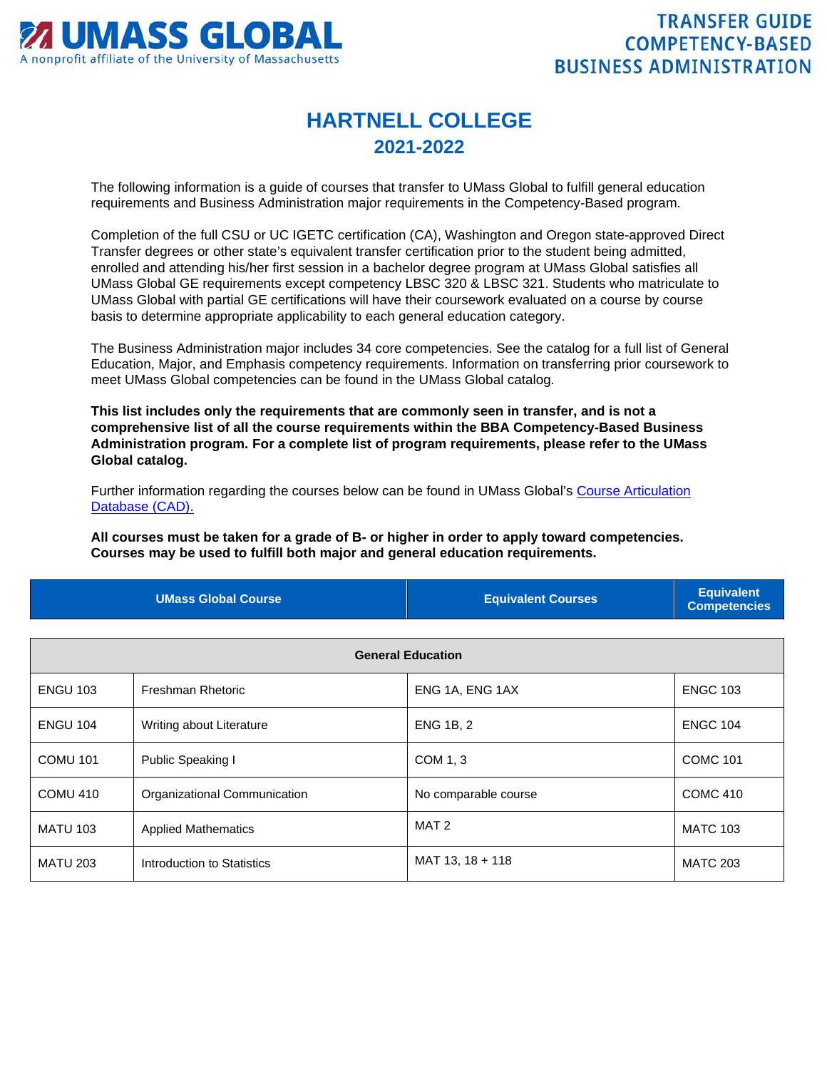**UMASS GLOBAL**
A nonprofit affiliate of the University of Massachusetts

**TRANSFER GUIDE**
**COMPETENCY-BASED**
**BUSINESS ADMINISTRATION**

# HARTNELL COLLEGE
## 2021-2022

The following information is a guide of courses that transfer to UMass Global to fulfill general education requirements and Business Administration major requirements in the Competency-Based program.

Completion of the full CSU or UC IGETC certification (CA), Washington and Oregon state-approved Direct Transfer degrees or other state's equivalent transfer certification prior to the student being admitted, enrolled and attending his/her first session in a bachelor degree program at UMass Global satisfies all UMass Global GE requirements except competency LBSC 320 & LBSC 321. Students who matriculate to UMass Global with partial GE certifications will have their coursework evaluated on a course by course basis to determine appropriate applicability to each general education category.

The Business Administration major includes 34 core competencies. See the catalog for a full list of General Education, Major, and Emphasis competency requirements. Information on transferring prior coursework to meet UMass Global competencies can be found in the UMass Global catalog.

**This list includes only the requirements that are commonly seen in transfer, and is not a comprehensive list of all the course requirements within the BBA Competency-Based Business Administration program. For a complete list of program requirements, please refer to the UMass Global catalog.**

Further information regarding the courses below can be found in UMass Global's [Course Articulation Database (CAD).]

**All courses must be taken for a grade of B- or higher in order to apply toward competencies. Courses may be used to fulfill both major and general education requirements.**

| UMass Global Course | | Equivalent Courses | Equivalent Competencies |
|---|---|---|---|
| **General Education** | | | |
| ENGU 103 | Freshman Rhetoric | ENG 1A, ENG 1AX | ENGC 103 |
| ENGU 104 | Writing about Literature | ENG 1B, 2 | ENGC 104 |
| COMU 101 | Public Speaking I | COM 1, 3 | COMC 101 |
| COMU 410 | Organizational Communication | No comparable course | COMC 410 |
| MATU 103 | Applied Mathematics | MAT 2 | MATC 103 |
| MATU 203 | Introduction to Statistics | MAT 13, 18 + 118 | MATC 203 |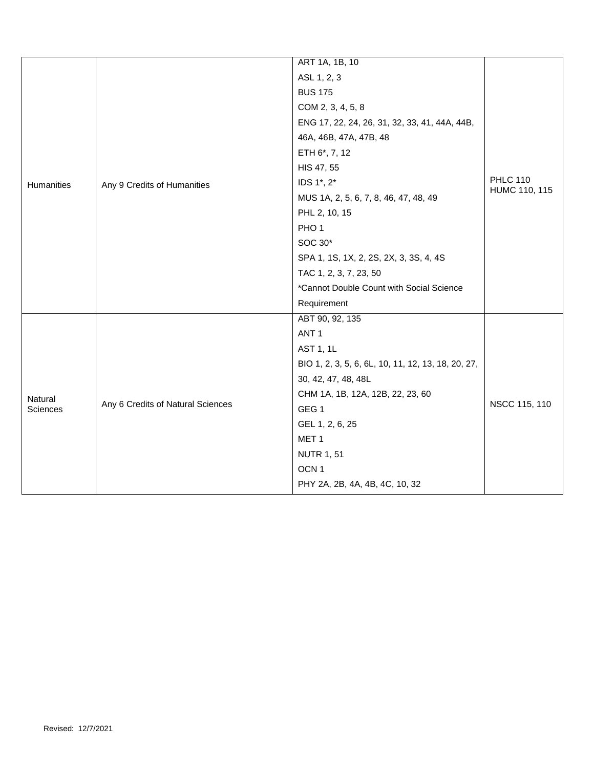| | | | |
|---|---|---|---|
| Humanities | Any 9 Credits of Humanities | ART 1A, 1B, 10<br>ASL 1, 2, 3<br>BUS 175<br>COM 2, 3, 4, 5, 8<br>ENG 17, 22, 24, 26, 31, 32, 33, 41, 44A, 44B, 46A, 46B, 47A, 47B, 48<br>ETH 6*, 7, 12<br>HIS 47, 55<br>IDS 1*, 2*<br>MUS 1A, 2, 5, 6, 7, 8, 46, 47, 48, 49<br>PHL 2, 10, 15<br>PHO 1<br>SOC 30*<br>SPA 1, 1S, 1X, 2, 2S, 2X, 3, 3S, 4, 4S<br>TAC 1, 2, 3, 7, 23, 50<br>*Cannot Double Count with Social Science Requirement | PHLC 110<br>HUMC 110, 115 |
| Natural Sciences | Any 6 Credits of Natural Sciences | ABT 90, 92, 135<br>ANT 1<br>AST 1, 1L<br>BIO 1, 2, 3, 5, 6, 6L, 10, 11, 12, 13, 18, 20, 27, 30, 42, 47, 48, 48L<br>CHM 1A, 1B, 12A, 12B, 22, 23, 60<br>GEG 1<br>GEL 1, 2, 6, 25<br>MET 1<br>NUTR 1, 51<br>OCN 1<br>PHY 2A, 2B, 4A, 4B, 4C, 10, 32 | NSCC 115, 110 |

Revised: 12/7/2021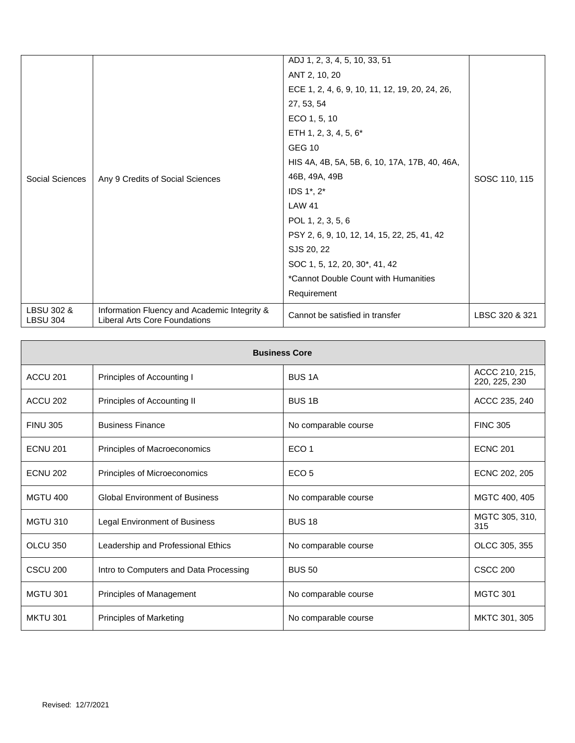| | | | |
|---|---|---|---|
| Social Sciences | Any 9 Credits of Social Sciences | ADJ 1, 2, 3, 4, 5, 10, 33, 51<br>ANT 2, 10, 20<br>ECE 1, 2, 4, 6, 9, 10, 11, 12, 19, 20, 24, 26, 27, 53, 54<br>ECO 1, 5, 10<br>ETH 1, 2, 3, 4, 5, 6*<br>GEG 10<br>HIS 4A, 4B, 5A, 5B, 6, 10, 17A, 17B, 40, 46A, 46B, 49A, 49B<br>IDS 1*, 2*<br>LAW 41<br>POL 1, 2, 3, 5, 6<br>PSY 2, 6, 9, 10, 12, 14, 15, 22, 25, 41, 42<br>SJS 20, 22<br>SOC 1, 5, 12, 20, 30*, 41, 42<br>*Cannot Double Count with Humanities Requirement | SOSC 110, 115 |
| LBSU 302 & LBSU 304 | Information Fluency and Academic Integrity & Liberal Arts Core Foundations | Cannot be satisfied in transfer | LBSC 320 & 321 |

| **Business Core** | | | |
|---|---|---|---|
| ACCU 201 | Principles of Accounting I | BUS 1A | ACCC 210, 215, 220, 225, 230 |
| ACCU 202 | Principles of Accounting II | BUS 1B | ACCC 235, 240 |
| FINU 305 | Business Finance | No comparable course | FINC 305 |
| ECNU 201 | Principles of Macroeconomics | ECO 1 | ECNC 201 |
| ECNU 202 | Principles of Microeconomics | ECO 5 | ECNC 202, 205 |
| MGTU 400 | Global Environment of Business | No comparable course | MGTC 400, 405 |
| MGTU 310 | Legal Environment of Business | BUS 18 | MGTC 305, 310, 315 |
| OLCU 350 | Leadership and Professional Ethics | No comparable course | OLCC 305, 355 |
| CSCU 200 | Intro to Computers and Data Processing | BUS 50 | CSCC 200 |
| MGTU 301 | Principles of Management | No comparable course | MGTC 301 |
| MKTU 301 | Principles of Marketing | No comparable course | MKTC 301, 305 |

Revised: 12/7/2021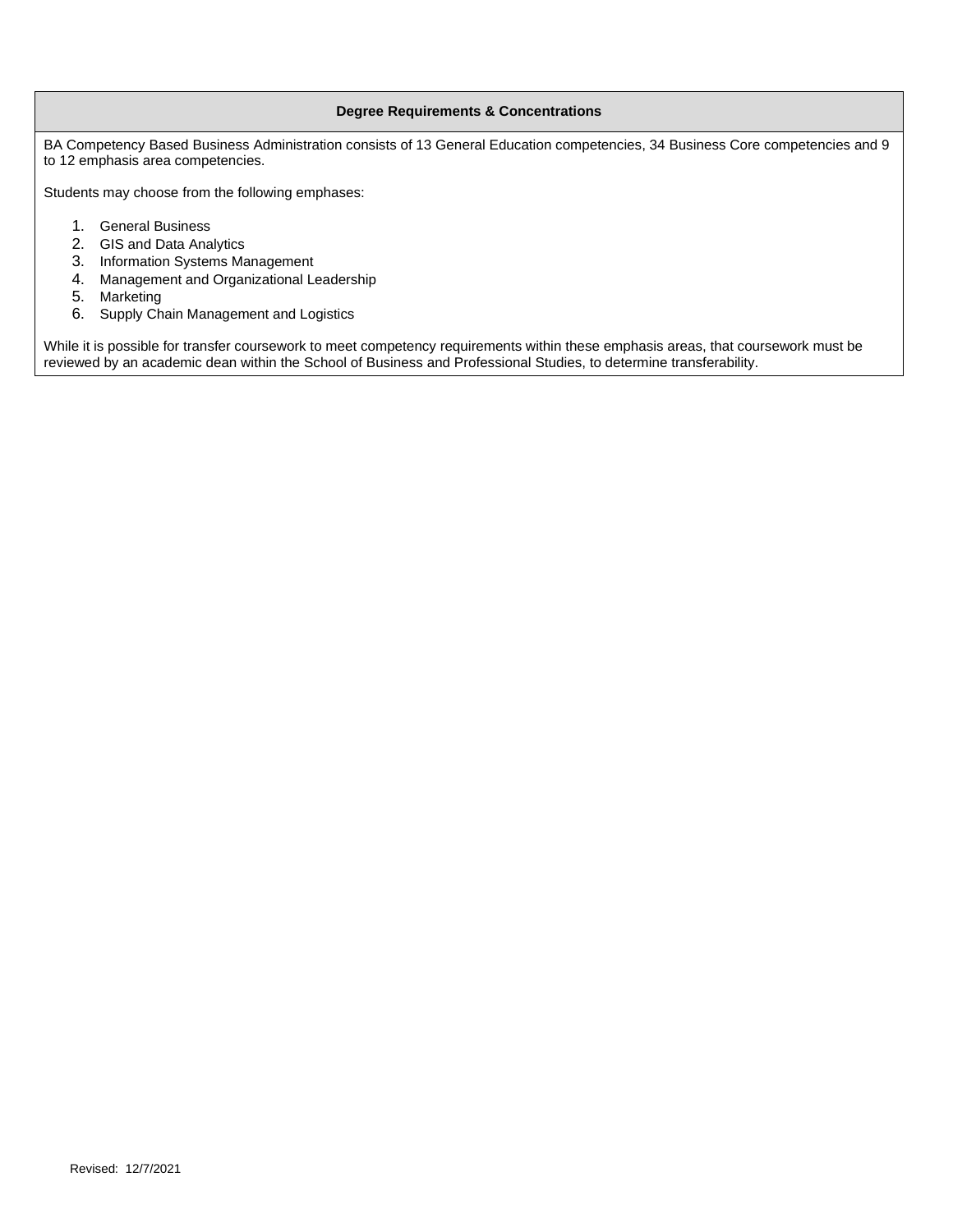## Degree Requirements & Concentrations

BA Competency Based Business Administration consists of 13 General Education competencies, 34 Business Core competencies and 9 to 12 emphasis area competencies.

Students may choose from the following emphases:

1. General Business
2. GIS and Data Analytics
3. Information Systems Management
4. Management and Organizational Leadership
5. Marketing
6. Supply Chain Management and Logistics

While it is possible for transfer coursework to meet competency requirements within these emphasis areas, that coursework must be reviewed by an academic dean within the School of Business and Professional Studies, to determine transferability.

Revised: 12/7/2021